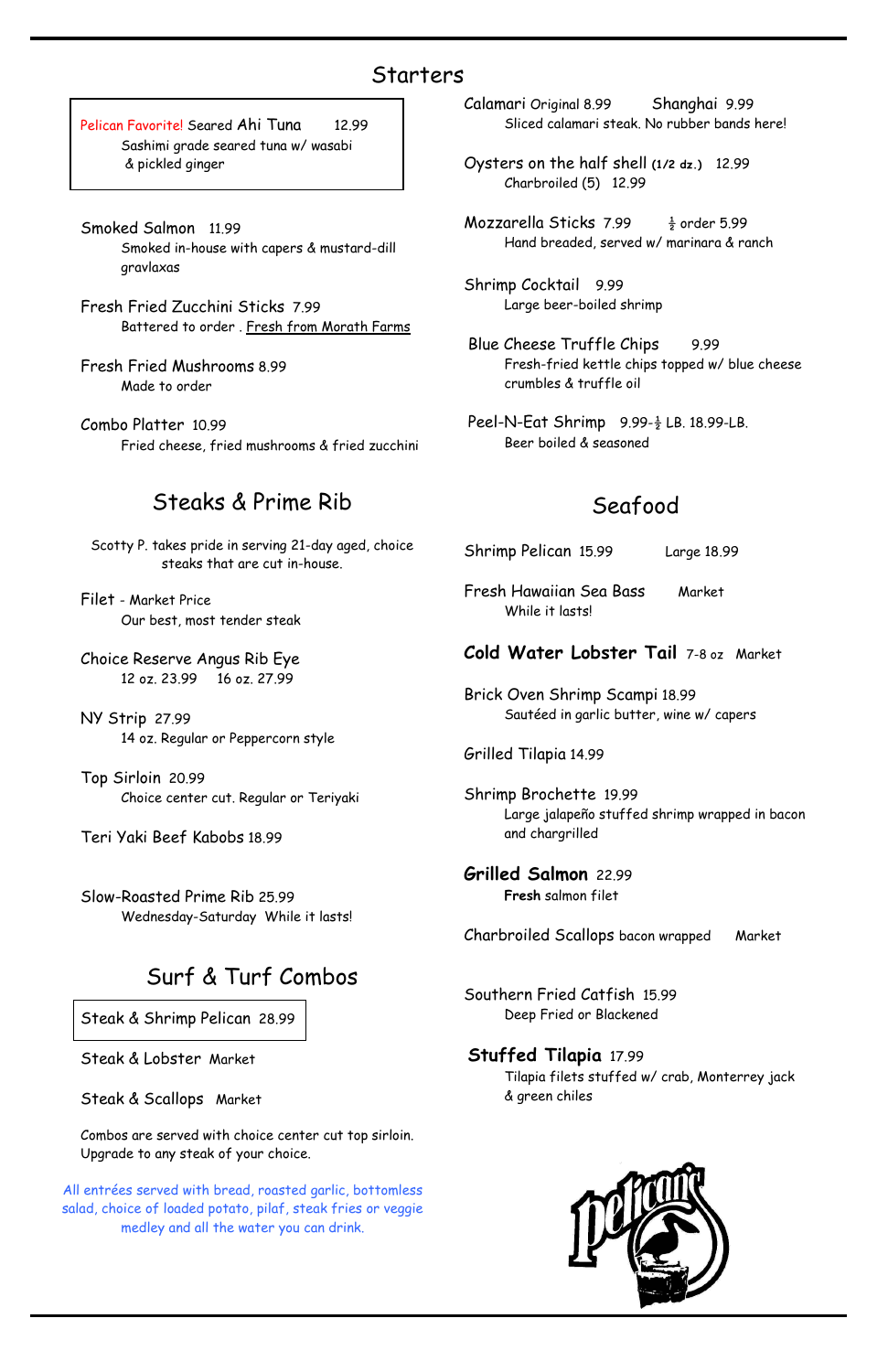# Starters

**Pelican Favorite!** Seared Ahi Tuna 12.99
Sashimi grade seared tuna w/ wasabi & pickled ginger

Smoked Salmon 11.99
Smoked in-house with capers & mustard-dill gravlaxas

Fresh Fried Zucchini Sticks 7.99
Battered to order . Fresh from Morath Farms

Fresh Fried Mushrooms 8.99
Made to order

Combo Platter 10.99
Fried cheese, fried mushrooms & fried zucchini

Calamari Original 8.99 Shanghai 9.99
Sliced calamari steak. No rubber bands here!

Oysters on the half shell (1/2 dz.) 12.99
Charbroiled (5) 12.99

Mozzarella Sticks 7.99 ½ order 5.99
Hand breaded, served w/ marinara & ranch

Shrimp Cocktail 9.99
Large beer-boiled shrimp

Blue Cheese Truffle Chips 9.99
Fresh-fried kettle chips topped w/ blue cheese crumbles & truffle oil

Peel-N-Eat Shrimp 9.99-½ LB. 18.99-LB.
Beer boiled & seasoned

## Steaks & Prime Rib

Scotty P. takes pride in serving 21-day aged, choice steaks that are cut in-house.

Filet - Market Price
Our best, most tender steak

Choice Reserve Angus Rib Eye
12 oz. 23.99 16 oz. 27.99

NY Strip 27.99
14 oz. Regular or Peppercorn style

Top Sirloin 20.99
Choice center cut. Regular or Teriyaki

Teri Yaki Beef Kabobs 18.99

Slow-Roasted Prime Rib 25.99
Wednesday-Saturday While it lasts!

## Surf & Turf Combos

Steak & Shrimp Pelican 28.99

Steak & Lobster Market

Steak & Scallops Market

Combos are served with choice center cut top sirloin. Upgrade to any steak of your choice.

All entrées served with bread, roasted garlic, bottomless salad, choice of loaded potato, pilaf, steak fries or veggie medley and all the water you can drink.

## Seafood

Shrimp Pelican 15.99 Large 18.99

Fresh Hawaiian Sea Bass Market
While it lasts!

**Cold Water Lobster Tail** 7-8 oz Market

Brick Oven Shrimp Scampi 18.99
Sautéed in garlic butter, wine w/ capers

Grilled Tilapia 14.99

Shrimp Brochette 19.99
Large jalapeño stuffed shrimp wrapped in bacon and chargrilled

**Grilled Salmon** 22.99
**Fresh** salmon filet

Charbroiled Scallops bacon wrapped Market

Southern Fried Catfish 15.99
Deep Fried or Blackened

**Stuffed Tilapia** 17.99
Tilapia filets stuffed w/ crab, Monterey jack & green chiles

pelicans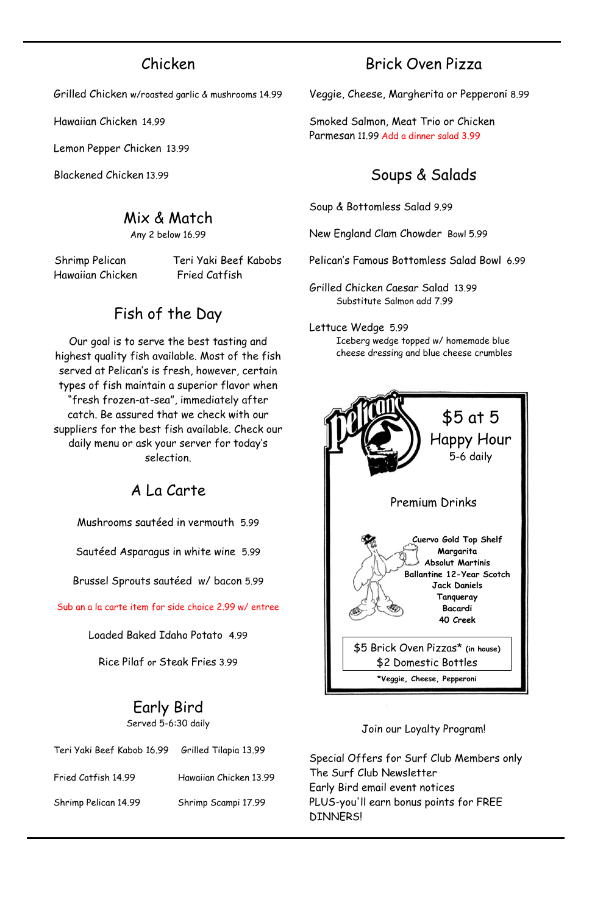## Chicken

Grilled Chicken w/roasted garlic & mushrooms 14.99

Hawaiian Chicken 14.99

Lemon Pepper Chicken 13.99

Blackened Chicken 13.99

## Mix & Match

Any 2 below 16.99

| | |
|---|---|
| Shrimp Pelican | Teri Yaki Beef Kabobs |
| Hawaiian Chicken | Fried Catfish |

## Fish of the Day

Our goal is to serve the best tasting and highest quality fish available. Most of the fish served at Pelican's is fresh, however, certain types of fish maintain a superior flavor when "fresh frozen-at-sea", immediately after catch. Be assured that we check with our suppliers for the best fish available. Check our daily menu or ask your server for today's selection.

## A La Carte

Mushrooms sautéed in vermouth 5.99

Sautéed Asparagus in white wine 5.99

Brussel Sprouts sautéed w/ bacon 5.99

Sub an a la carte item for side choice 2.99 w/ entree

Loaded Baked Idaho Potato 4.99

Rice Pilaf or Steak Fries 3.99

## Early Bird

Served 5-6:30 daily

| | |
|---|---|
| Teri Yaki Beef Kabob 16.99 | Grilled Tilapia 13.99 |
| Fried Catfish 14.99 | Hawaiian Chicken 13.99 |
| Shrimp Pelican 14.99 | Shrimp Scampi 17.99 |

## Brick Oven Pizza

Veggie, Cheese, Margherita or Pepperoni 8.99

Smoked Salmon, Meat Trio or Chicken Parmesan 11.99 Add a dinner salad 3.99

## Soups & Salads

Soup & Bottomless Salad 9.99

New England Clam Chowder Bowl 5.99

Pelican's Famous Bottomless Salad Bowl 6.99

Grilled Chicken Caesar Salad 13.99
Substitute Salmon add 7.99

Lettuce Wedge 5.99
Iceberg wedge topped w/ homemade blue cheese dressing and blue cheese crumbles

## $5 at 5 Happy Hour

5-6 daily

### Premium Drinks

**Cuervo Gold Top Shelf Margarita**
**Absolut Martinis**
**Ballantine 12-Year Scotch**
**Jack Daniels**
**Tanqueray**
**Bacardi**
**40 Creek**

$5 Brick Oven Pizzas* (in house)
$2 Domestic Bottles

***Veggie, Cheese, Pepperoni**

Join our Loyalty Program!

Special Offers for Surf Club Members only
The Surf Club Newsletter
Early Bird email event notices
PLUS-you'll earn bonus points for FREE DINNERS!